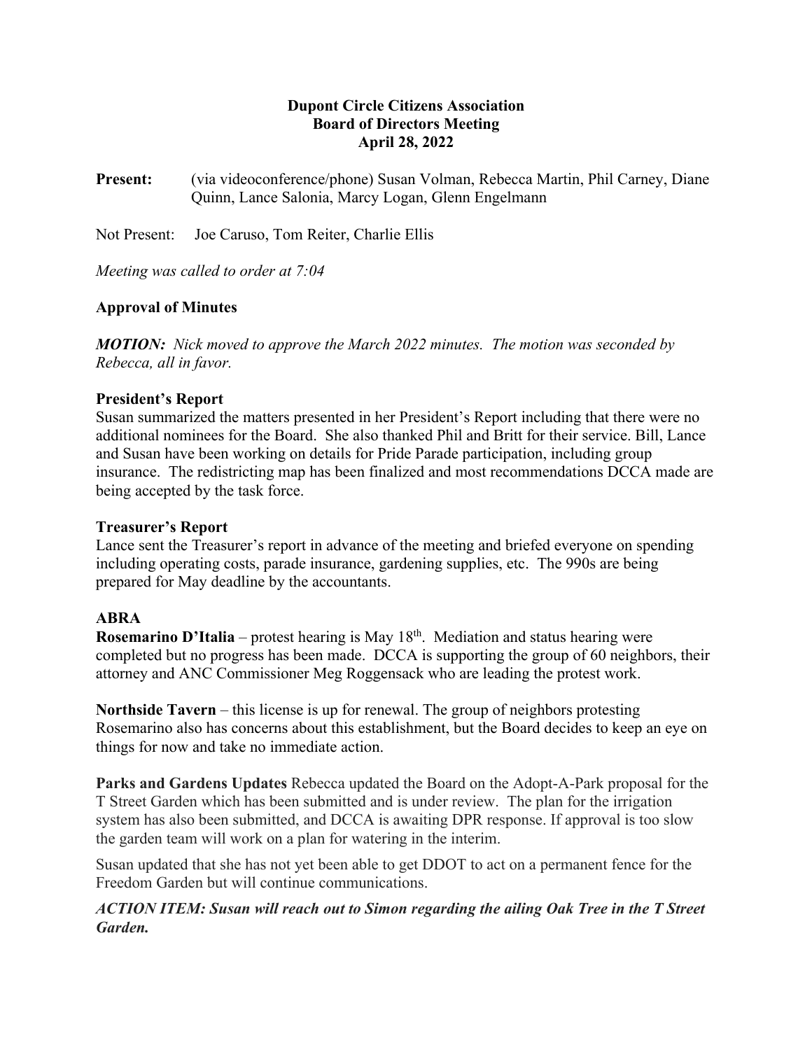**Dupont Circle Citizens Association**
**Board of Directors Meeting**
**April 28, 2022**

**Present:** (via videoconference/phone) Susan Volman, Rebecca Martin, Phil Carney, Diane Quinn, Lance Salonia, Marcy Logan, Glenn Engelmann

Not Present: Joe Caruso, Tom Reiter, Charlie Ellis

*Meeting was called to order at 7:04*

**Approval of Minutes**

***MOTION:*** *Nick moved to approve the March 2022 minutes. The motion was seconded by Rebecca, all in favor.*

**President's Report**

Susan summarized the matters presented in her President's Report including that there were no additional nominees for the Board. She also thanked Phil and Britt for their service. Bill, Lance and Susan have been working on details for Pride Parade participation, including group insurance. The redistricting map has been finalized and most recommendations DCCA made are being accepted by the task force.

**Treasurer's Report**

Lance sent the Treasurer's report in advance of the meeting and briefed everyone on spending including operating costs, parade insurance, gardening supplies, etc. The 990s are being prepared for May deadline by the accountants.

**ABRA**

**Rosemarino D'Italia** – protest hearing is May 18th. Mediation and status hearing were completed but no progress has been made. DCCA is supporting the group of 60 neighbors, their attorney and ANC Commissioner Meg Roggensack who are leading the protest work.

**Northside Tavern** – this license is up for renewal. The group of neighbors protesting Rosemarino also has concerns about this establishment, but the Board decides to keep an eye on things for now and take no immediate action.

**Parks and Gardens Updates** Rebecca updated the Board on the Adopt-A-Park proposal for the T Street Garden which has been submitted and is under review. The plan for the irrigation system has also been submitted, and DCCA is awaiting DPR response. If approval is too slow the garden team will work on a plan for watering in the interim.

Susan updated that she has not yet been able to get DDOT to act on a permanent fence for the Freedom Garden but will continue communications.

***ACTION ITEM: Susan will reach out to Simon regarding the ailing Oak Tree in the T Street Garden.***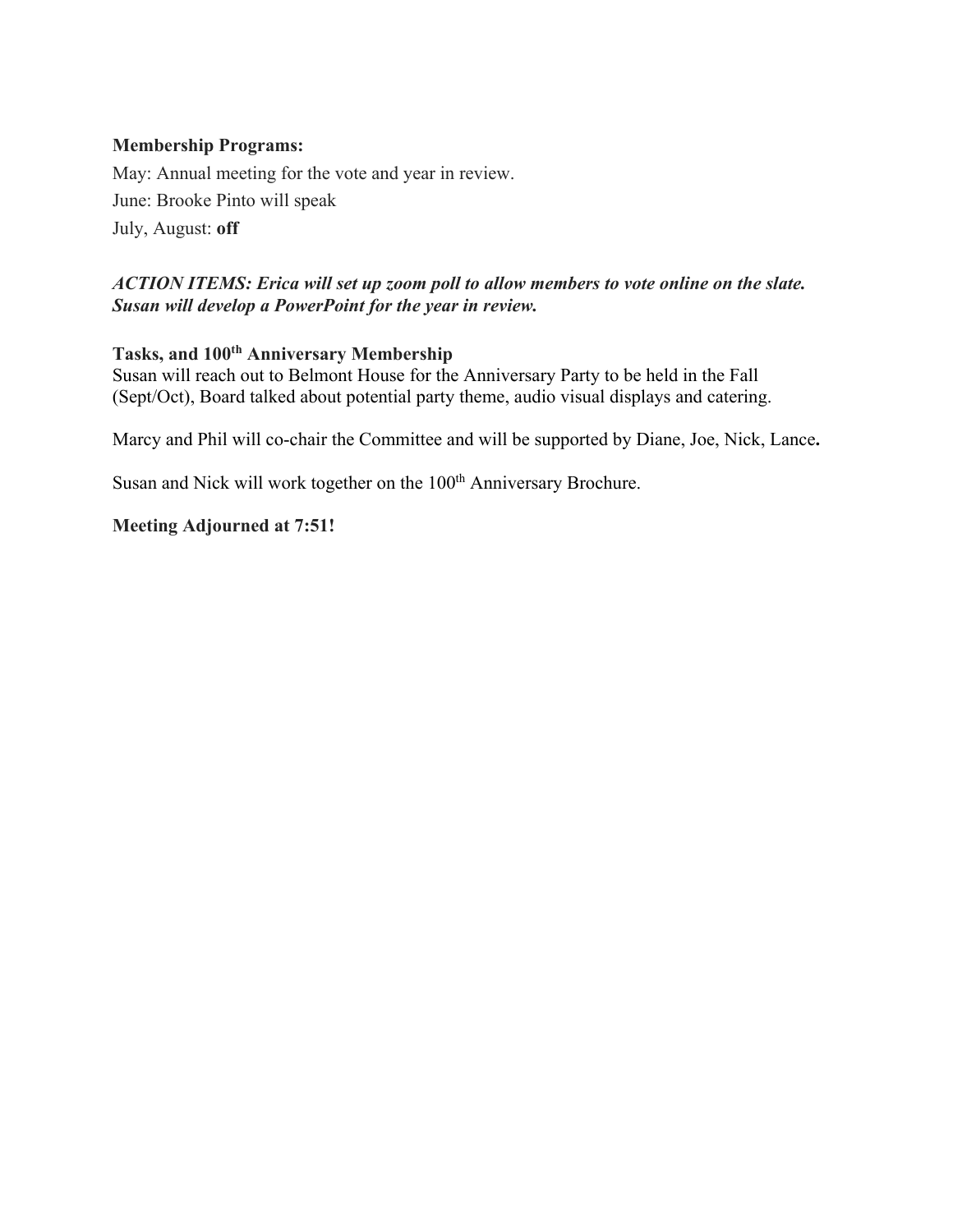**Membership Programs:**

May: Annual meeting for the vote and year in review.

June: Brooke Pinto will speak

July, August: **off**

***ACTION ITEMS: Erica will set up zoom poll to allow members to vote online on the slate. Susan will develop a PowerPoint for the year in review.***

**Tasks, and 100th Anniversary Membership**

Susan will reach out to Belmont House for the Anniversary Party to be held in the Fall (Sept/Oct), Board talked about potential party theme, audio visual displays and catering.

Marcy and Phil will co-chair the Committee and will be supported by Diane, Joe, Nick, Lance**.**

Susan and Nick will work together on the 100th Anniversary Brochure.

**Meeting Adjourned at 7:51!**